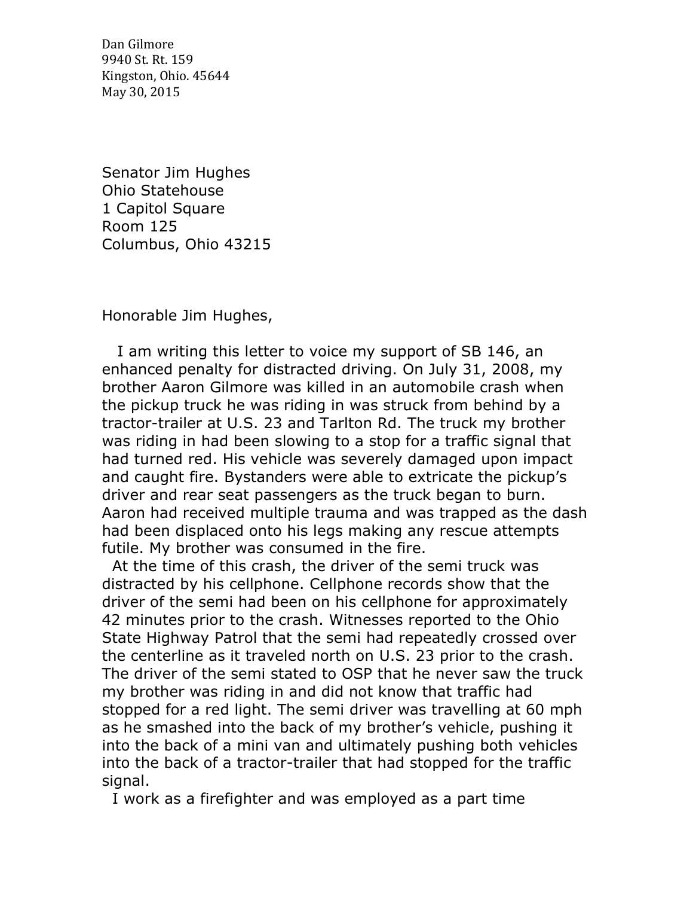Dan Gilmore
9940 St. Rt. 159
Kingston, Ohio. 45644
May 30, 2015

Senator Jim Hughes
Ohio Statehouse
1 Capitol Square
Room 125
Columbus, Ohio 43215

Honorable Jim Hughes,

I am writing this letter to voice my support of SB 146, an enhanced penalty for distracted driving. On July 31, 2008, my brother Aaron Gilmore was killed in an automobile crash when the pickup truck he was riding in was struck from behind by a tractor-trailer at U.S. 23 and Tarlton Rd. The truck my brother was riding in had been slowing to a stop for a traffic signal that had turned red. His vehicle was severely damaged upon impact and caught fire. Bystanders were able to extricate the pickup's driver and rear seat passengers as the truck began to burn. Aaron had received multiple trauma and was trapped as the dash had been displaced onto his legs making any rescue attempts futile. My brother was consumed in the fire.

At the time of this crash, the driver of the semi truck was distracted by his cellphone. Cellphone records show that the driver of the semi had been on his cellphone for approximately 42 minutes prior to the crash. Witnesses reported to the Ohio State Highway Patrol that the semi had repeatedly crossed over the centerline as it traveled north on U.S. 23 prior to the crash. The driver of the semi stated to OSP that he never saw the truck my brother was riding in and did not know that traffic had stopped for a red light. The semi driver was travelling at 60 mph as he smashed into the back of my brother's vehicle, pushing it into the back of a mini van and ultimately pushing both vehicles into the back of a tractor-trailer that had stopped for the traffic signal.

I work as a firefighter and was employed as a part time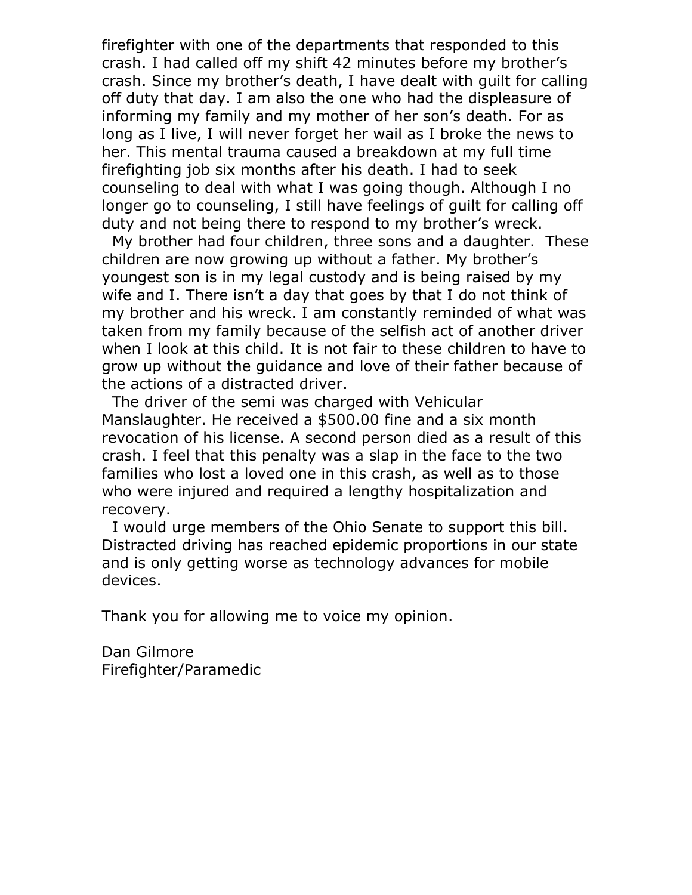firefighter with one of the departments that responded to this crash. I had called off my shift 42 minutes before my brother's crash. Since my brother's death, I have dealt with guilt for calling off duty that day. I am also the one who had the displeasure of informing my family and my mother of her son's death. For as long as I live, I will never forget her wail as I broke the news to her. This mental trauma caused a breakdown at my full time firefighting job six months after his death. I had to seek counseling to deal with what I was going though. Although I no longer go to counseling, I still have feelings of guilt for calling off duty and not being there to respond to my brother's wreck.

My brother had four children, three sons and a daughter. These children are now growing up without a father. My brother's youngest son is in my legal custody and is being raised by my wife and I. There isn't a day that goes by that I do not think of my brother and his wreck. I am constantly reminded of what was taken from my family because of the selfish act of another driver when I look at this child. It is not fair to these children to have to grow up without the guidance and love of their father because of the actions of a distracted driver.

The driver of the semi was charged with Vehicular Manslaughter. He received a $500.00 fine and a six month revocation of his license. A second person died as a result of this crash. I feel that this penalty was a slap in the face to the two families who lost a loved one in this crash, as well as to those who were injured and required a lengthy hospitalization and recovery.

I would urge members of the Ohio Senate to support this bill. Distracted driving has reached epidemic proportions in our state and is only getting worse as technology advances for mobile devices.

Thank you for allowing me to voice my opinion.

Dan Gilmore
Firefighter/Paramedic